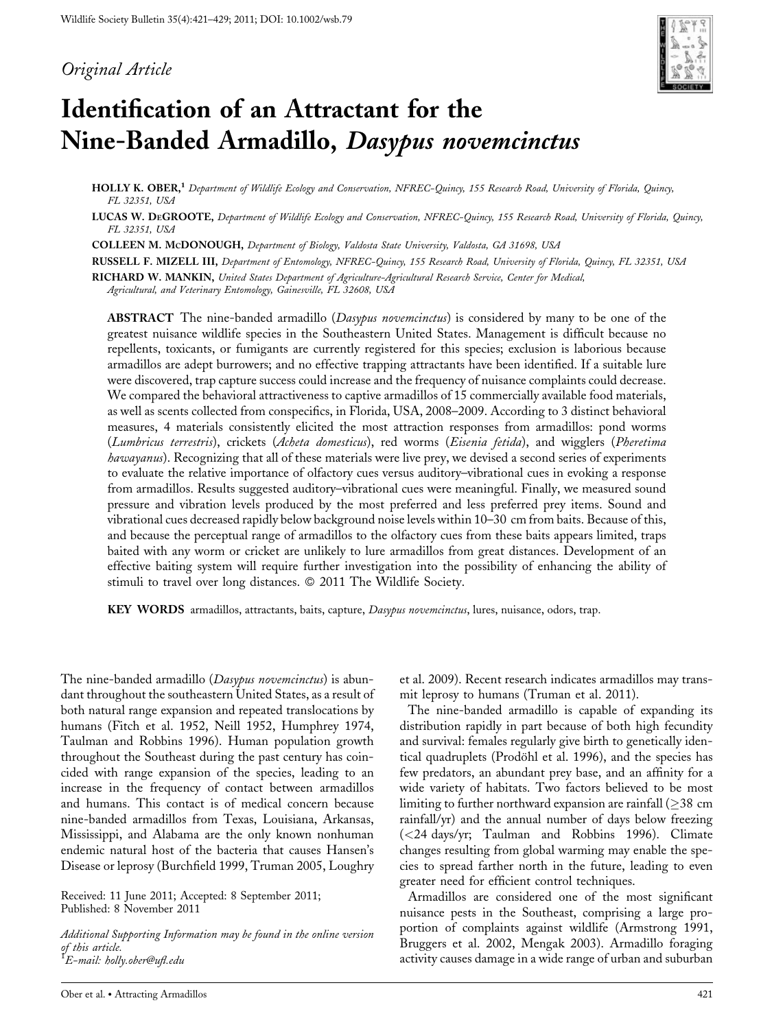*Original Article*

# Identification of an Attractant for the Nine-Banded Armadillo, *Dasypus novemcinctus*

**HOLLY K. OBER**,[1] *Department of Wildlife Ecology and Conservation, NFREC-Quincy, 155 Research Road, University of Florida, Quincy, FL 32351, USA*

**LUCAS W. DEGROOTE**, *Department of Wildlife Ecology and Conservation, NFREC-Quincy, 155 Research Road, University of Florida, Quincy, FL 32351, USA*

**COLLEEN M. MCDONOUGH**, *Department of Biology, Valdosta State University, Valdosta, GA 31698, USA*

**RUSSELL F. MIZELL III**, *Department of Entomology, NFREC-Quincy, 155 Research Road, University of Florida, Quincy, FL 32351, USA*

**RICHARD W. MANKIN**, *United States Department of Agriculture-Agricultural Research Service, Center for Medical, Agricultural, and Veterinary Entomology, Gainesville, FL 32608, USA*

**ABSTRACT** The nine-banded armadillo (*Dasypus novemcinctus*) is considered by many to be one of the greatest nuisance wildlife species in the Southeastern United States. Management is difficult because no repellents, toxicants, or fumigants are currently registered for this species; exclusion is laborious because armadillos are adept burrowers; and no effective trapping attractants have been identified. If a suitable lure were discovered, trap capture success could increase and the frequency of nuisance complaints could decrease. We compared the behavioral attractiveness to captive armadillos of 15 commercially available food materials, as well as scents collected from conspecifics, in Florida, USA, 2008–2009. According to 3 distinct behavioral measures, 4 materials consistently elicited the most attraction responses from armadillos: pond worms (*Lumbricus terrestris*), crickets (*Acheta domesticus*), red worms (*Eisenia fetida*), and wigglers (*Pheretima hawayanus*). Recognizing that all of these materials were live prey, we devised a second series of experiments to evaluate the relative importance of olfactory cues versus auditory–vibrational cues in evoking a response from armadillos. Results suggested auditory–vibrational cues were meaningful. Finally, we measured sound pressure and vibration levels produced by the most preferred and less preferred prey items. Sound and vibrational cues decreased rapidly below background noise levels within 10–30 cm from baits. Because of this, and because the perceptual range of armadillos to the olfactory cues from these baits appears limited, traps baited with any worm or cricket are unlikely to lure armadillos from great distances. Development of an effective baiting system will require further investigation into the possibility of enhancing the ability of stimuli to travel over long distances. © 2011 The Wildlife Society.

**KEY WORDS** armadillos, attractants, baits, capture, *Dasypus novemcinctus*, lures, nuisance, odors, trap.

The nine-banded armadillo (*Dasypus novemcinctus*) is abundant throughout the southeastern United States, as a result of both natural range expansion and repeated translocations by humans (Fitch et al. 1952, Neill 1952, Humphrey 1974, Taulman and Robbins 1996). Human population growth throughout the Southeast during the past century has coincided with range expansion of the species, leading to an increase in the frequency of contact between armadillos and humans. This contact is of medical concern because nine-banded armadillos from Texas, Louisiana, Arkansas, Mississippi, and Alabama are the only known nonhuman endemic natural host of the bacteria that causes Hansen's Disease or leprosy (Burchfield 1999, Truman 2005, Loughry et al. 2009). Recent research indicates armadillos may transmit leprosy to humans (Truman et al. 2011).

The nine-banded armadillo is capable of expanding its distribution rapidly in part because of both high fecundity and survival: females regularly give birth to genetically identical quadruplets (Prodöhl et al. 1996), and the species has few predators, an abundant prey base, and an affinity for a wide variety of habitats. Two factors believed to be most limiting to further northward expansion are rainfall (≥38 cm rainfall/yr) and the annual number of days below freezing (<24 days/yr; Taulman and Robbins 1996). Climate changes resulting from global warming may enable the species to spread farther north in the future, leading to even greater need for efficient control techniques.

Armadillos are considered one of the most significant nuisance pests in the Southeast, comprising a large proportion of complaints against wildlife (Armstrong 1991, Bruggers et al. 2002, Mengak 2003). Armadillo foraging activity causes damage in a wide range of urban and suburban

Received: 11 June 2011; Accepted: 8 September 2011; Published: 8 November 2011

*Additional Supporting Information may be found in the online version of this article.*
[1]*E-mail: holly.ober@ufl.edu*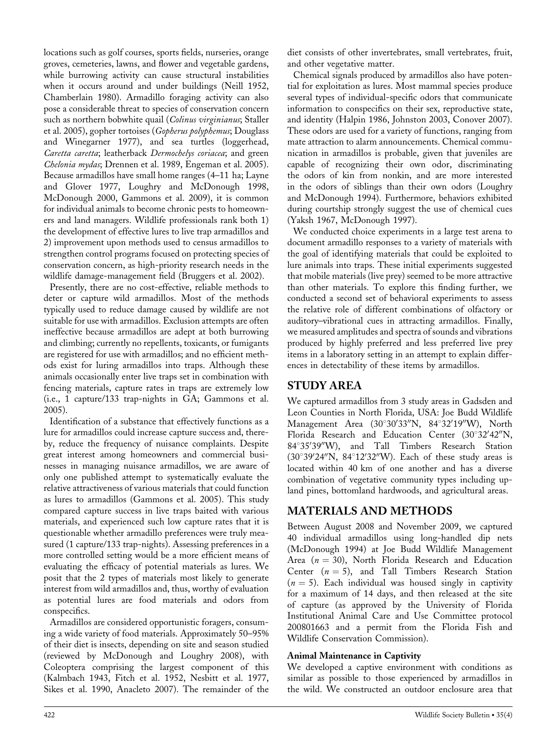locations such as golf courses, sports fields, nurseries, orange groves, cemeteries, lawns, and flower and vegetable gardens, while burrowing activity can cause structural instabilities when it occurs around and under buildings (Neill 1952, Chamberlain 1980). Armadillo foraging activity can also pose a considerable threat to species of conservation concern such as northern bobwhite quail (*Colinus virginianus*; Staller et al. 2005), gopher tortoises (*Gopherus polyphemus*; Douglass and Winegarner 1977), and sea turtles (loggerhead, *Caretta caretta*; leatherback *Dermochelys coriacea*; and green *Chelonia mydas*; Drennen et al. 1989, Engeman et al. 2005). Because armadillos have small home ranges (4–11 ha; Layne and Glover 1977, Loughry and McDonough 1998, McDonough 2000, Gammons et al. 2009), it is common for individual animals to become chronic pests to homeowners and land managers. Wildlife professionals rank both 1) the development of effective lures to live trap armadillos and 2) improvement upon methods used to census armadillos to strengthen control programs focused on protecting species of conservation concern, as high-priority research needs in the wildlife damage-management field (Bruggers et al. 2002).

Presently, there are no cost-effective, reliable methods to deter or capture wild armadillos. Most of the methods typically used to reduce damage caused by wildlife are not suitable for use with armadillos. Exclusion attempts are often ineffective because armadillos are adept at both burrowing and climbing; currently no repellents, toxicants, or fumigants are registered for use with armadillos; and no efficient methods exist for luring armadillos into traps. Although these animals occasionally enter live traps set in combination with fencing materials, capture rates in traps are extremely low (i.e., 1 capture/133 trap-nights in GA; Gammons et al. 2005).

Identification of a substance that effectively functions as a lure for armadillos could increase capture success and, thereby, reduce the frequency of nuisance complaints. Despite great interest among homeowners and commercial businesses in managing nuisance armadillos, we are aware of only one published attempt to systematically evaluate the relative attractiveness of various materials that could function as lures to armadillos (Gammons et al. 2005). This study compared capture success in live traps baited with various materials, and experienced such low capture rates that it is questionable whether armadillo preferences were truly measured (1 capture/133 trap-nights). Assessing preferences in a more controlled setting would be a more efficient means of evaluating the efficacy of potential materials as lures. We posit that the 2 types of materials most likely to generate interest from wild armadillos and, thus, worthy of evaluation as potential lures are food materials and odors from conspecifics.

Armadillos are considered opportunistic foragers, consuming a wide variety of food materials. Approximately 50–95% of their diet is insects, depending on site and season studied (reviewed by McDonough and Loughry 2008), with Coleoptera comprising the largest component of this (Kalmbach 1943, Fitch et al. 1952, Nesbitt et al. 1977, Sikes et al. 1990, Anacleto 2007). The remainder of the diet consists of other invertebrates, small vertebrates, fruit, and other vegetative matter.

Chemical signals produced by armadillos also have potential for exploitation as lures. Most mammal species produce several types of individual-specific odors that communicate information to conspecifics on their sex, reproductive state, and identity (Halpin 1986, Johnston 2003, Conover 2007). These odors are used for a variety of functions, ranging from mate attraction to alarm announcements. Chemical communication in armadillos is probable, given that juveniles are capable of recognizing their own odor, discriminating the odors of kin from nonkin, and are more interested in the odors of siblings than their own odors (Loughry and McDonough 1994). Furthermore, behaviors exhibited during courtship strongly suggest the use of chemical cues (Yaksh 1967, McDonough 1997).

We conducted choice experiments in a large test arena to document armadillo responses to a variety of materials with the goal of identifying materials that could be exploited to lure animals into traps. These initial experiments suggested that mobile materials (live prey) seemed to be more attractive than other materials. To explore this finding further, we conducted a second set of behavioral experiments to assess the relative role of different combinations of olfactory or auditory–vibrational cues in attracting armadillos. Finally, we measured amplitudes and spectra of sounds and vibrations produced by highly preferred and less preferred live prey items in a laboratory setting in an attempt to explain differences in detectability of these items by armadillos.

## STUDY AREA

We captured armadillos from 3 study areas in Gadsden and Leon Counties in North Florida, USA: Joe Budd Wildlife Management Area (30°30′33″N, 84°32′19″W), North Florida Research and Education Center (30°32′42″N, 84°35′39″W), and Tall Timbers Research Station (30°39′24″N, 84°12′32″W). Each of these study areas is located within 40 km of one another and has a diverse combination of vegetative community types including upland pines, bottomland hardwoods, and agricultural areas.

## MATERIALS AND METHODS

Between August 2008 and November 2009, we captured 40 individual armadillos using long-handled dip nets (McDonough 1994) at Joe Budd Wildlife Management Area ($n = 30$), North Florida Research and Education Center ($n = 5$), and Tall Timbers Research Station ($n = 5$). Each individual was housed singly in captivity for a maximum of 14 days, and then released at the site of capture (as approved by the University of Florida Institutional Animal Care and Use Committee protocol 200801663 and a permit from the Florida Fish and Wildlife Conservation Commission).

### Animal Maintenance in Captivity

We developed a captive environment with conditions as similar as possible to those experienced by armadillos in the wild. We constructed an outdoor enclosure area that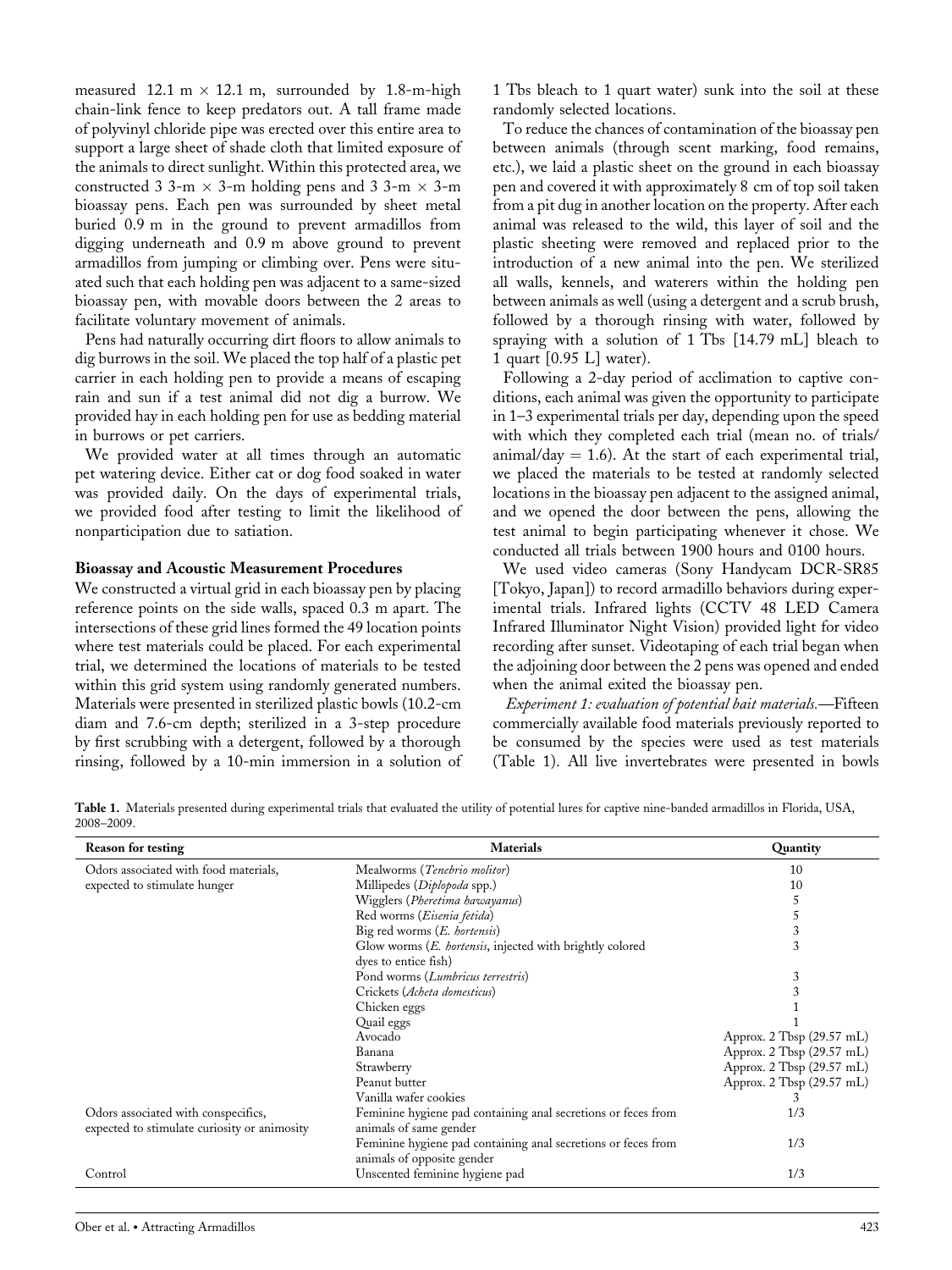measured 12.1 m × 12.1 m, surrounded by 1.8-m-high chain-link fence to keep predators out. A tall frame made of polyvinyl chloride pipe was erected over this entire area to support a large sheet of shade cloth that limited exposure of the animals to direct sunlight. Within this protected area, we constructed 3 3-m × 3-m holding pens and 3 3-m × 3-m bioassay pens. Each pen was surrounded by sheet metal buried 0.9 m in the ground to prevent armadillos from digging underneath and 0.9 m above ground to prevent armadillos from jumping or climbing over. Pens were situated such that each holding pen was adjacent to a same-sized bioassay pen, with movable doors between the 2 areas to facilitate voluntary movement of animals.

Pens had naturally occurring dirt floors to allow animals to dig burrows in the soil. We placed the top half of a plastic pet carrier in each holding pen to provide a means of escaping rain and sun if a test animal did not dig a burrow. We provided hay in each holding pen for use as bedding material in burrows or pet carriers.

We provided water at all times through an automatic pet watering device. Either cat or dog food soaked in water was provided daily. On the days of experimental trials, we provided food after testing to limit the likelihood of nonparticipation due to satiation.

### Bioassay and Acoustic Measurement Procedures

We constructed a virtual grid in each bioassay pen by placing reference points on the side walls, spaced 0.3 m apart. The intersections of these grid lines formed the 49 location points where test materials could be placed. For each experimental trial, we determined the locations of materials to be tested within this grid system using randomly generated numbers. Materials were presented in sterilized plastic bowls (10.2-cm diam and 7.6-cm depth; sterilized in a 3-step procedure by first scrubbing with a detergent, followed by a thorough rinsing, followed by a 10-min immersion in a solution of 1 Tbs bleach to 1 quart water) sunk into the soil at these randomly selected locations.

To reduce the chances of contamination of the bioassay pen between animals (through scent marking, food remains, etc.), we laid a plastic sheet on the ground in each bioassay pen and covered it with approximately 8 cm of top soil taken from a pit dug in another location on the property. After each animal was released to the wild, this layer of soil and the plastic sheeting were removed and replaced prior to the introduction of a new animal into the pen. We sterilized all walls, kennels, and waterers within the holding pen between animals as well (using a detergent and a scrub brush, followed by a thorough rinsing with water, followed by spraying with a solution of 1 Tbs [14.79 mL] bleach to 1 quart [0.95 L] water).

Following a 2-day period of acclimation to captive conditions, each animal was given the opportunity to participate in 1–3 experimental trials per day, depending upon the speed with which they completed each trial (mean no. of trials/animal/day = 1.6). At the start of each experimental trial, we placed the materials to be tested at randomly selected locations in the bioassay pen adjacent to the assigned animal, and we opened the door between the pens, allowing the test animal to begin participating whenever it chose. We conducted all trials between 1900 hours and 0100 hours.

We used video cameras (Sony Handycam DCR-SR85 [Tokyo, Japan]) to record armadillo behaviors during experimental trials. Infrared lights (CCTV 48 LED Camera Infrared Illuminator Night Vision) provided light for video recording after sunset. Videotaping of each trial began when the adjoining door between the 2 pens was opened and ended when the animal exited the bioassay pen.

*Experiment 1: evaluation of potential bait materials.*—Fifteen commercially available food materials previously reported to be consumed by the species were used as test materials (Table 1). All live invertebrates were presented in bowls

**Table 1.** Materials presented during experimental trials that evaluated the utility of potential lures for captive nine-banded armadillos in Florida, USA, 2008–2009.

| Reason for testing | Materials | Quantity |
|---|---|---|
| Odors associated with food materials, expected to stimulate hunger | Mealworms (*Tenebrio molitor*) | 10 |
| | Millipedes (*Diplopoda* spp.) | 10 |
| | Wigglers (*Pheretima hawayanus*) | 5 |
| | Red worms (*Eisenia fetida*) | 5 |
| | Big red worms (*E. hortensis*) | 3 |
| | Glow worms (*E. hortensis*, injected with brightly colored dyes to entice fish) | 3 |
| | Pond worms (*Lumbricus terrestris*) | 3 |
| | Crickets (*Acheta domesticus*) | 3 |
| | Chicken eggs | 1 |
| | Quail eggs | 1 |
| | Avocado | Approx. 2 Tbsp (29.57 mL) |
| | Banana | Approx. 2 Tbsp (29.57 mL) |
| | Strawberry | Approx. 2 Tbsp (29.57 mL) |
| | Peanut butter | Approx. 2 Tbsp (29.57 mL) |
| | Vanilla wafer cookies | 3 |
| Odors associated with conspecifics, expected to stimulate curiosity or animosity | Feminine hygiene pad containing anal secretions or feces from animals of same gender | 1/3 |
| | Feminine hygiene pad containing anal secretions or feces from animals of opposite gender | 1/3 |
| Control | Unscented feminine hygiene pad | 1/3 |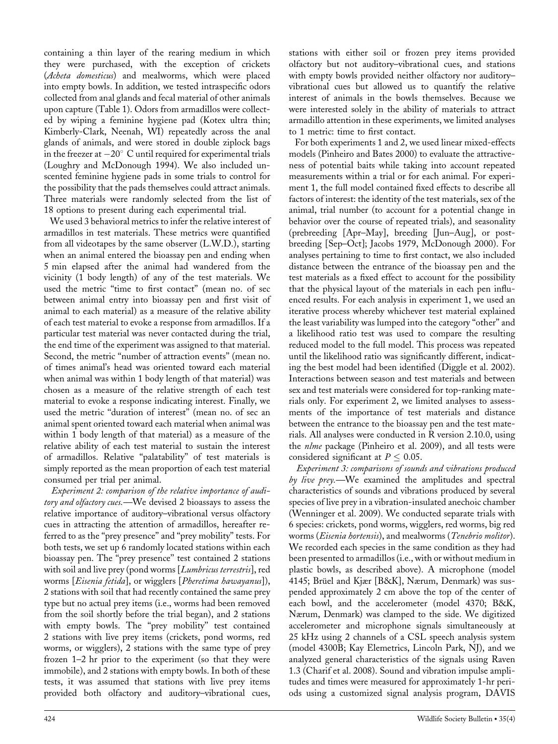containing a thin layer of the rearing medium in which they were purchased, with the exception of crickets (*Acheta domesticus*) and mealworms, which were placed into empty bowls. In addition, we tested intraspecific odors collected from anal glands and fecal material of other animals upon capture (Table 1). Odors from armadillos were collected by wiping a feminine hygiene pad (Kotex ultra thin; Kimberly-Clark, Neenah, WI) repeatedly across the anal glands of animals, and were stored in double ziplock bags in the freezer at $-20^{\circ}$ C until required for experimental trials (Loughry and McDonough 1994). We also included unscented feminine hygiene pads in some trials to control for the possibility that the pads themselves could attract animals. Three materials were randomly selected from the list of 18 options to present during each experimental trial.

We used 3 behavioral metrics to infer the relative interest of armadillos in test materials. These metrics were quantified from all videotapes by the same observer (L.W.D.), starting when an animal entered the bioassay pen and ending when 5 min elapsed after the animal had wandered from the vicinity (1 body length) of any of the test materials. We used the metric "time to first contact" (mean no. of sec between animal entry into bioassay pen and first visit of animal to each material) as a measure of the relative ability of each test material to evoke a response from armadillos. If a particular test material was never contacted during the trial, the end time of the experiment was assigned to that material. Second, the metric "number of attraction events" (mean no. of times animal's head was oriented toward each material when animal was within 1 body length of that material) was chosen as a measure of the relative strength of each test material to evoke a response indicating interest. Finally, we used the metric "duration of interest" (mean no. of sec an animal spent oriented toward each material when animal was within 1 body length of that material) as a measure of the relative ability of each test material to sustain the interest of armadillos. Relative "palatability" of test materials is simply reported as the mean proportion of each test material consumed per trial per animal.

*Experiment 2: comparison of the relative importance of auditory and olfactory cues.*—We devised 2 bioassays to assess the relative importance of auditory–vibrational versus olfactory cues in attracting the attention of armadillos, hereafter referred to as the "prey presence" and "prey mobility" tests. For both tests, we set up 6 randomly located stations within each bioassay pen. The "prey presence" test contained 2 stations with soil and live prey (pond worms [*Lumbricus terrestris*], red worms [*Eisenia fetida*], or wigglers [*Pheretima hawayanus*]), 2 stations with soil that had recently contained the same prey type but no actual prey items (i.e., worms had been removed from the soil shortly before the trial began), and 2 stations with empty bowls. The "prey mobility" test contained 2 stations with live prey items (crickets, pond worms, red worms, or wigglers), 2 stations with the same type of prey frozen 1–2 hr prior to the experiment (so that they were immobile), and 2 stations with empty bowls. In both of these tests, it was assumed that stations with live prey items provided both olfactory and auditory–vibrational cues, stations with either soil or frozen prey items provided olfactory but not auditory–vibrational cues, and stations with empty bowls provided neither olfactory nor auditory–vibrational cues but allowed us to quantify the relative interest of animals in the bowls themselves. Because we were interested solely in the ability of materials to attract armadillo attention in these experiments, we limited analyses to 1 metric: time to first contact.

For both experiments 1 and 2, we used linear mixed-effects models (Pinheiro and Bates 2000) to evaluate the attractiveness of potential baits while taking into account repeated measurements within a trial or for each animal. For experiment 1, the full model contained fixed effects to describe all factors of interest: the identity of the test materials, sex of the animal, trial number (to account for a potential change in behavior over the course of repeated trials), and seasonality (prebreeding [Apr–May], breeding [Jun–Aug], or postbreeding [Sep–Oct]; Jacobs 1979, McDonough 2000). For analyses pertaining to time to first contact, we also included distance between the entrance of the bioassay pen and the test materials as a fixed effect to account for the possibility that the physical layout of the materials in each pen influenced results. For each analysis in experiment 1, we used an iterative process whereby whichever test material explained the least variability was lumped into the category "other" and a likelihood ratio test was used to compare the resulting reduced model to the full model. This process was repeated until the likelihood ratio was significantly different, indicating the best model had been identified (Diggle et al. 2002). Interactions between season and test materials and between sex and test materials were considered for top-ranking materials only. For experiment 2, we limited analyses to assessments of the importance of test materials and distance between the entrance to the bioassay pen and the test materials. All analyses were conducted in R version 2.10.0, using the *nlme* package (Pinheiro et al. 2009), and all tests were considered significant at $P \leq 0.05$.

*Experiment 3: comparisons of sounds and vibrations produced by live prey.*—We examined the amplitudes and spectral characteristics of sounds and vibrations produced by several species of live prey in a vibration-insulated anechoic chamber (Wenninger et al. 2009). We conducted separate trials with 6 species: crickets, pond worms, wigglers, red worms, big red worms (*Eisenia hortensis*), and mealworms (*Tenebrio molitor*). We recorded each species in the same condition as they had been presented to armadillos (i.e., with or without medium in plastic bowls, as described above). A microphone (model 4145; Brüel and Kjær [B&K], Nærum, Denmark) was suspended approximately 2 cm above the top of the center of each bowl, and the accelerometer (model 4370; B&K, Nærum, Denmark) was clamped to the side. We digitized accelerometer and microphone signals simultaneously at 25 kHz using 2 channels of a CSL speech analysis system (model 4300B; Kay Elemetrics, Lincoln Park, NJ), and we analyzed general characteristics of the signals using Raven 1.3 (Charif et al. 2008). Sound and vibration impulse amplitudes and times were measured for approximately 1-hr periods using a customized signal analysis program, DAVIS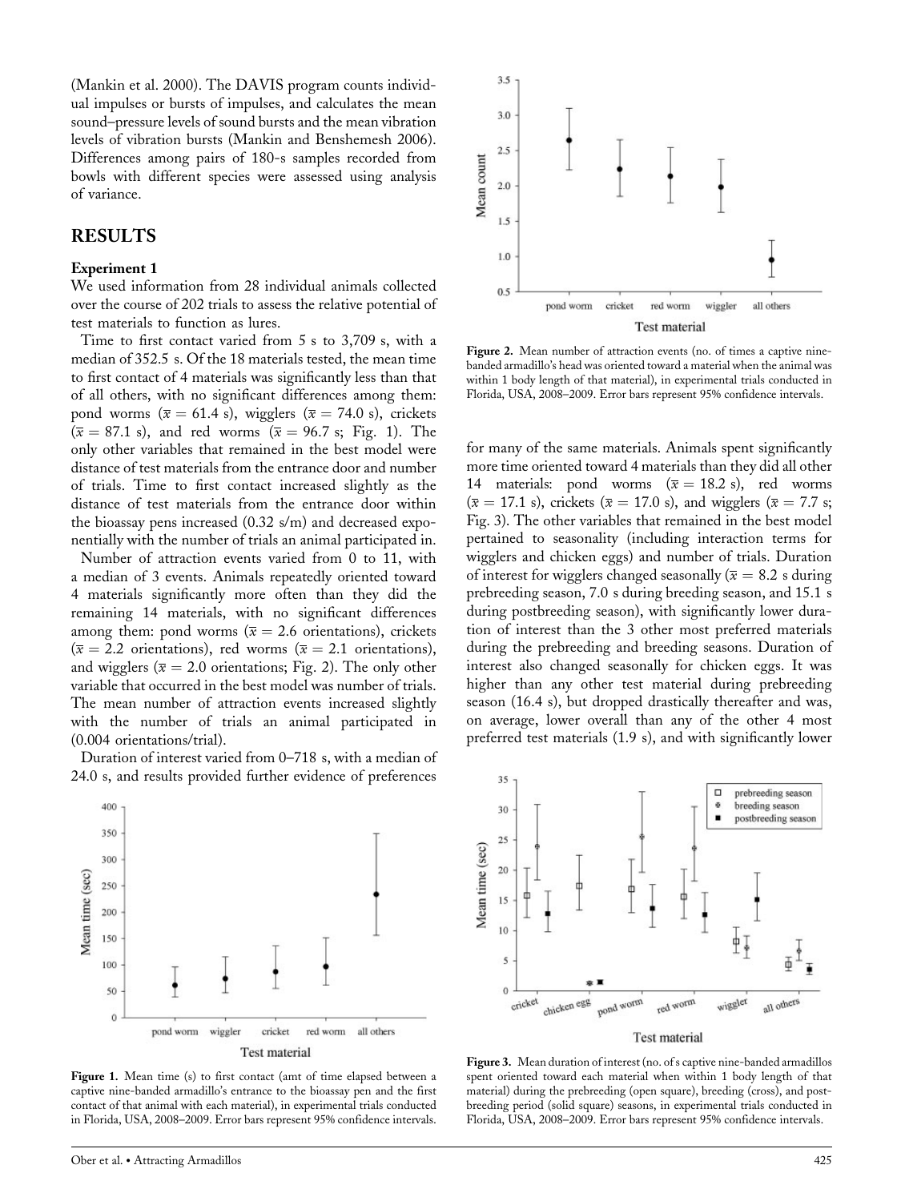(Mankin et al. 2000). The DAVIS program counts individual impulses or bursts of impulses, and calculates the mean sound–pressure levels of sound bursts and the mean vibration levels of vibration bursts (Mankin and Benshemesh 2006). Differences among pairs of 180-s samples recorded from bowls with different species were assessed using analysis of variance.

## RESULTS

### Experiment 1

We used information from 28 individual animals collected over the course of 202 trials to assess the relative potential of test materials to function as lures.

Time to first contact varied from 5 s to 3,709 s, with a median of 352.5 s. Of the 18 materials tested, the mean time to first contact of 4 materials was significantly less than that of all others, with no significant differences among them: pond worms ($\bar{x} = 61.4$ s), wigglers ($\bar{x} = 74.0$ s), crickets ($\bar{x} = 87.1$ s), and red worms ($\bar{x} = 96.7$ s; Fig. 1). The only other variables that remained in the best model were distance of test materials from the entrance door and number of trials. Time to first contact increased slightly as the distance of test materials from the entrance door within the bioassay pens increased (0.32 s/m) and decreased exponentially with the number of trials an animal participated in.

Number of attraction events varied from 0 to 11, with a median of 3 events. Animals repeatedly oriented toward 4 materials significantly more often than they did the remaining 14 materials, with no significant differences among them: pond worms ($\bar{x} = 2.6$ orientations), crickets ($\bar{x} = 2.2$ orientations), red worms ($\bar{x} = 2.1$ orientations), and wigglers ($\bar{x} = 2.0$ orientations; Fig. 2). The only other variable that occurred in the best model was number of trials. The mean number of attraction events increased slightly with the number of trials an animal participated in (0.004 orientations/trial).

Duration of interest varied from 0–718 s, with a median of 24.0 s, and results provided further evidence of preferences for many of the same materials. Animals spent significantly more time oriented toward 4 materials than they did all other 14 materials: pond worms ($\bar{x} = 18.2$ s), red worms ($\bar{x} = 17.1$ s), crickets ($\bar{x} = 17.0$ s), and wigglers ($\bar{x} = 7.7$ s; Fig. 3). The other variables that remained in the best model pertained to seasonality (including interaction terms for wigglers and chicken eggs) and number of trials. Duration of interest for wigglers changed seasonally ($\bar{x} = 8.2$ s during prebreeding season, 7.0 s during breeding season, and 15.1 s during postbreeding season), with significantly lower duration of interest than the 3 other most preferred materials during the prebreeding and breeding seasons. Duration of interest also changed seasonally for chicken eggs. It was higher than any other test material during prebreeding season (16.4 s), but dropped drastically thereafter and was, on average, lower overall than any of the other 4 most preferred test materials (1.9 s), and with significantly lower

**Figure 1.** Mean time (s) to first contact (amt of time elapsed between a captive nine-banded armadillo's entrance to the bioassay pen and the first contact of that animal with each material), in experimental trials conducted in Florida, USA, 2008–2009. Error bars represent 95% confidence intervals.

**Figure 2.** Mean number of attraction events (no. of times a captive nine-banded armadillo's head was oriented toward a material when the animal was within 1 body length of that material), in experimental trials conducted in Florida, USA, 2008–2009. Error bars represent 95% confidence intervals.

**Figure 3.** Mean duration of interest (no. of s captive nine-banded armadillos spent oriented toward each material when within 1 body length of that material) during the prebreeding (open square), breeding (cross), and post-breeding period (solid square) seasons, in experimental trials conducted in Florida, USA, 2008–2009. Error bars represent 95% confidence intervals.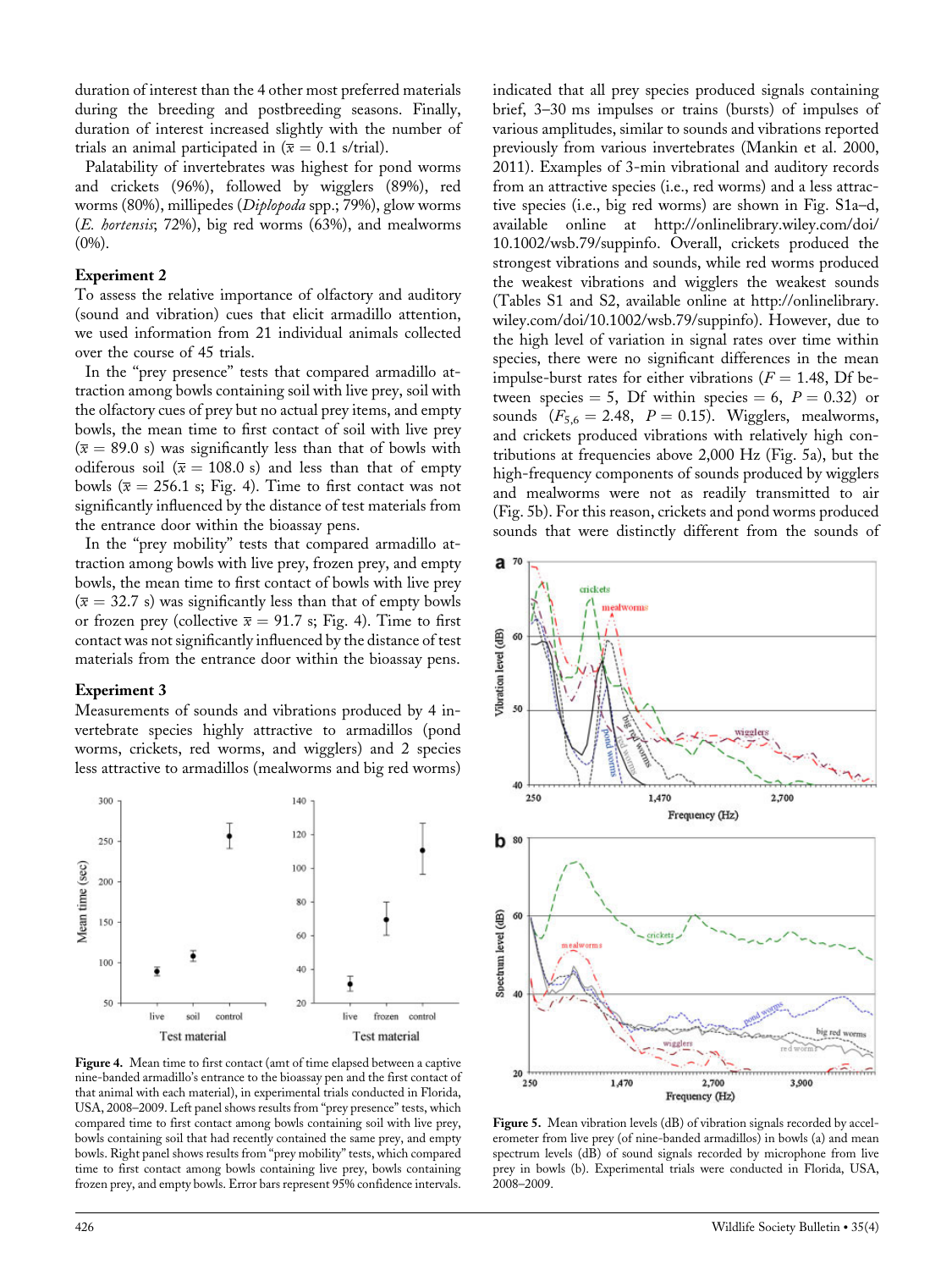duration of interest than the 4 other most preferred materials during the breeding and postbreeding seasons. Finally, duration of interest increased slightly with the number of trials an animal participated in ($\bar{x} = 0.1$ s/trial).

Palatability of invertebrates was highest for pond worms and crickets (96%), followed by wigglers (89%), red worms (80%), millipedes (*Diplopoda* spp.; 79%), glow worms (*E. hortensis*; 72%), big red worms (63%), and mealworms (0%).

### Experiment 2

To assess the relative importance of olfactory and auditory (sound and vibration) cues that elicit armadillo attention, we used information from 21 individual animals collected over the course of 45 trials.

In the "prey presence" tests that compared armadillo attraction among bowls containing soil with live prey, soil with the olfactory cues of prey but no actual prey items, and empty bowls, the mean time to first contact of soil with live prey ($\bar{x} = 89.0$ s) was significantly less than that of bowls with odiferous soil ($\bar{x} = 108.0$ s) and less than that of empty bowls ($\bar{x} = 256.1$ s; Fig. 4). Time to first contact was not significantly influenced by the distance of test materials from the entrance door within the bioassay pens.

In the "prey mobility" tests that compared armadillo attraction among bowls with live prey, frozen prey, and empty bowls, the mean time to first contact of bowls with live prey ($\bar{x} = 32.7$ s) was significantly less than that of empty bowls or frozen prey (collective $\bar{x} = 91.7$ s; Fig. 4). Time to first contact was not significantly influenced by the distance of test materials from the entrance door within the bioassay pens.

### Experiment 3

Measurements of sounds and vibrations produced by 4 invertebrate species highly attractive to armadillos (pond worms, crickets, red worms, and wigglers) and 2 species less attractive to armadillos (mealworms and big red worms) indicated that all prey species produced signals containing brief, 3–30 ms impulses or trains (bursts) of impulses of various amplitudes, similar to sounds and vibrations reported previously from various invertebrates (Mankin et al. 2000, 2011). Examples of 3-min vibrational and auditory records from an attractive species (i.e., red worms) and a less attractive species (i.e., big red worms) are shown in Fig. S1a–d, available online at http://onlinelibrary.wiley.com/doi/10.1002/wsb.79/suppinfo. Overall, crickets produced the strongest vibrations and sounds, while red worms produced the weakest vibrations and wigglers the weakest sounds (Tables S1 and S2, available online at http://onlinelibrary.wiley.com/doi/10.1002/wsb.79/suppinfo). However, due to the high level of variation in signal rates over time within species, there were no significant differences in the mean impulse-burst rates for either vibrations ($F = 1.48$, Df between species = 5, Df within species = 6, $P = 0.32$) or sounds ($F_{5,6} = 2.48$, $P = 0.15$). Wigglers, mealworms, and crickets produced vibrations with relatively high contributions at frequencies above 2,000 Hz (Fig. 5a), but the high-frequency components of sounds produced by wigglers and mealworms were not as readily transmitted to air (Fig. 5b). For this reason, crickets and pond worms produced sounds that were distinctly different from the sounds of

**Figure 4.** Mean time to first contact (amt of time elapsed between a captive nine-banded armadillo's entrance to the bioassay pen and the first contact of that animal with each material), in experimental trials conducted in Florida, USA, 2008–2009. Left panel shows results from "prey presence" tests, which compared time to first contact among bowls containing soil with live prey, bowls containing soil that had recently contained the same prey, and empty bowls. Right panel shows results from "prey mobility" tests, which compared time to first contact among bowls containing live prey, bowls containing frozen prey, and empty bowls. Error bars represent 95% confidence intervals.

**Figure 5.** Mean vibration levels (dB) of vibration signals recorded by accelerometer from live prey (of nine-banded armadillos) in bowls (a) and mean spectrum levels (dB) of sound signals recorded by microphone from live prey in bowls (b). Experimental trials were conducted in Florida, USA, 2008–2009.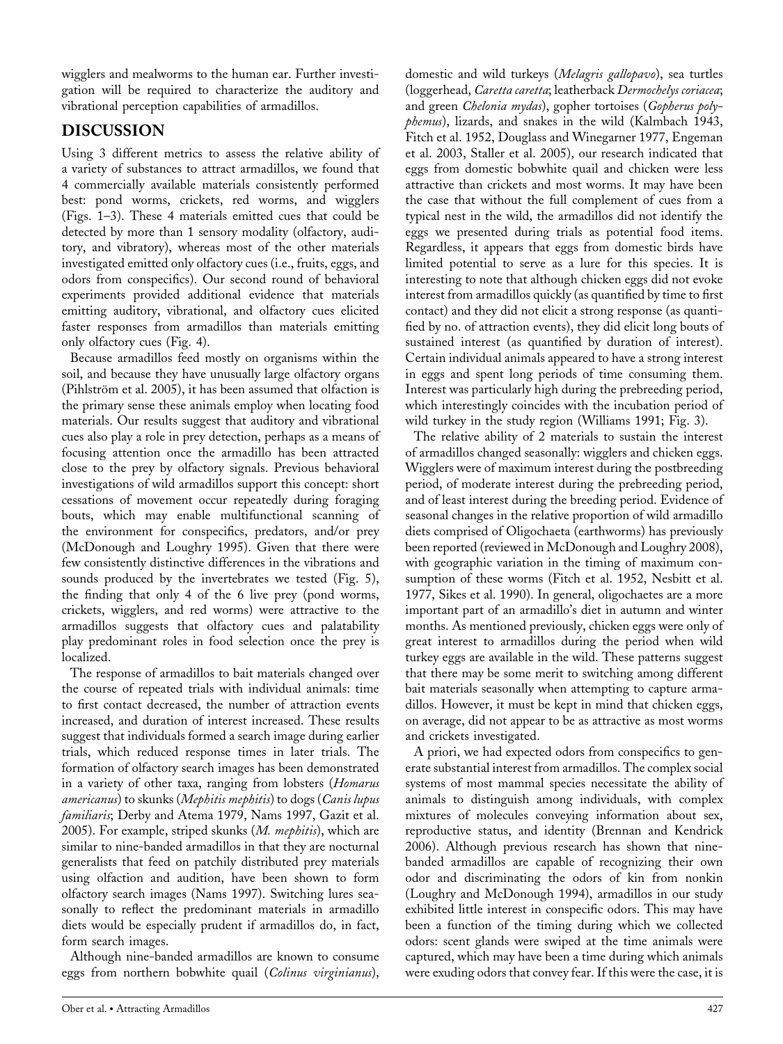wigglers and mealworms to the human ear. Further investigation will be required to characterize the auditory and vibrational perception capabilities of armadillos.

## DISCUSSION

Using 3 different metrics to assess the relative ability of a variety of substances to attract armadillos, we found that 4 commercially available materials consistently performed best: pond worms, crickets, red worms, and wigglers (Figs. 1–3). These 4 materials emitted cues that could be detected by more than 1 sensory modality (olfactory, auditory, and vibratory), whereas most of the other materials investigated emitted only olfactory cues (i.e., fruits, eggs, and odors from conspecifics). Our second round of behavioral experiments provided additional evidence that materials emitting auditory, vibrational, and olfactory cues elicited faster responses from armadillos than materials emitting only olfactory cues (Fig. 4).

Because armadillos feed mostly on organisms within the soil, and because they have unusually large olfactory organs (Pihlström et al. 2005), it has been assumed that olfaction is the primary sense these animals employ when locating food materials. Our results suggest that auditory and vibrational cues also play a role in prey detection, perhaps as a means of focusing attention once the armadillo has been attracted close to the prey by olfactory signals. Previous behavioral investigations of wild armadillos support this concept: short cessations of movement occur repeatedly during foraging bouts, which may enable multifunctional scanning of the environment for conspecifics, predators, and/or prey (McDonough and Loughry 1995). Given that there were few consistently distinctive differences in the vibrations and sounds produced by the invertebrates we tested (Fig. 5), the finding that only 4 of the 6 live prey (pond worms, crickets, wigglers, and red worms) were attractive to the armadillos suggests that olfactory cues and palatability play predominant roles in food selection once the prey is localized.

The response of armadillos to bait materials changed over the course of repeated trials with individual animals: time to first contact decreased, the number of attraction events increased, and duration of interest increased. These results suggest that individuals formed a search image during earlier trials, which reduced response times in later trials. The formation of olfactory search images has been demonstrated in a variety of other taxa, ranging from lobsters (*Homarus americanus*) to skunks (*Mephitis mephitis*) to dogs (*Canis lupus familiaris*; Derby and Atema 1979, Nams 1997, Gazit et al. 2005). For example, striped skunks (*M. mephitis*), which are similar to nine-banded armadillos in that they are nocturnal generalists that feed on patchily distributed prey materials using olfaction and audition, have been shown to form olfactory search images (Nams 1997). Switching lures seasonally to reflect the predominant materials in armadillo diets would be especially prudent if armadillos do, in fact, form search images.

Although nine-banded armadillos are known to consume eggs from northern bobwhite quail (*Colinus virginianus*), domestic and wild turkeys (*Melagris gallopavo*), sea turtles (loggerhead, *Caretta caretta*; leatherback *Dermochelys coriacea*; and green *Chelonia mydas*), gopher tortoises (*Gopherus polyphemus*), lizards, and snakes in the wild (Kalmbach 1943, Fitch et al. 1952, Douglass and Winegarner 1977, Engeman et al. 2003, Staller et al. 2005), our research indicated that eggs from domestic bobwhite quail and chicken were less attractive than crickets and most worms. It may have been the case that without the full complement of cues from a typical nest in the wild, the armadillos did not identify the eggs we presented during trials as potential food items. Regardless, it appears that eggs from domestic birds have limited potential to serve as a lure for this species. It is interesting to note that although chicken eggs did not evoke interest from armadillos quickly (as quantified by time to first contact) and they did not elicit a strong response (as quantified by no. of attraction events), they did elicit long bouts of sustained interest (as quantified by duration of interest). Certain individual animals appeared to have a strong interest in eggs and spent long periods of time consuming them. Interest was particularly high during the prebreeding period, which interestingly coincides with the incubation period of wild turkey in the study region (Williams 1991; Fig. 3).

The relative ability of 2 materials to sustain the interest of armadillos changed seasonally: wigglers and chicken eggs. Wigglers were of maximum interest during the postbreeding period, of moderate interest during the prebreeding period, and of least interest during the breeding period. Evidence of seasonal changes in the relative proportion of wild armadillo diets comprised of Oligochaeta (earthworms) has previously been reported (reviewed in McDonough and Loughry 2008), with geographic variation in the timing of maximum consumption of these worms (Fitch et al. 1952, Nesbitt et al. 1977, Sikes et al. 1990). In general, oligochaetes are a more important part of an armadillo's diet in autumn and winter months. As mentioned previously, chicken eggs were only of great interest to armadillos during the period when wild turkey eggs are available in the wild. These patterns suggest that there may be some merit to switching among different bait materials seasonally when attempting to capture armadillos. However, it must be kept in mind that chicken eggs, on average, did not appear to be as attractive as most worms and crickets investigated.

A priori, we had expected odors from conspecifics to generate substantial interest from armadillos. The complex social systems of most mammal species necessitate the ability of animals to distinguish among individuals, with complex mixtures of molecules conveying information about sex, reproductive status, and identity (Brennan and Kendrick 2006). Although previous research has shown that nine-banded armadillos are capable of recognizing their own odor and discriminating the odors of kin from nonkin (Loughry and McDonough 1994), armadillos in our study exhibited little interest in conspecific odors. This may have been a function of the timing during which we collected odors: scent glands were swiped at the time animals were captured, which may have been a time during which animals were exuding odors that convey fear. If this were the case, it is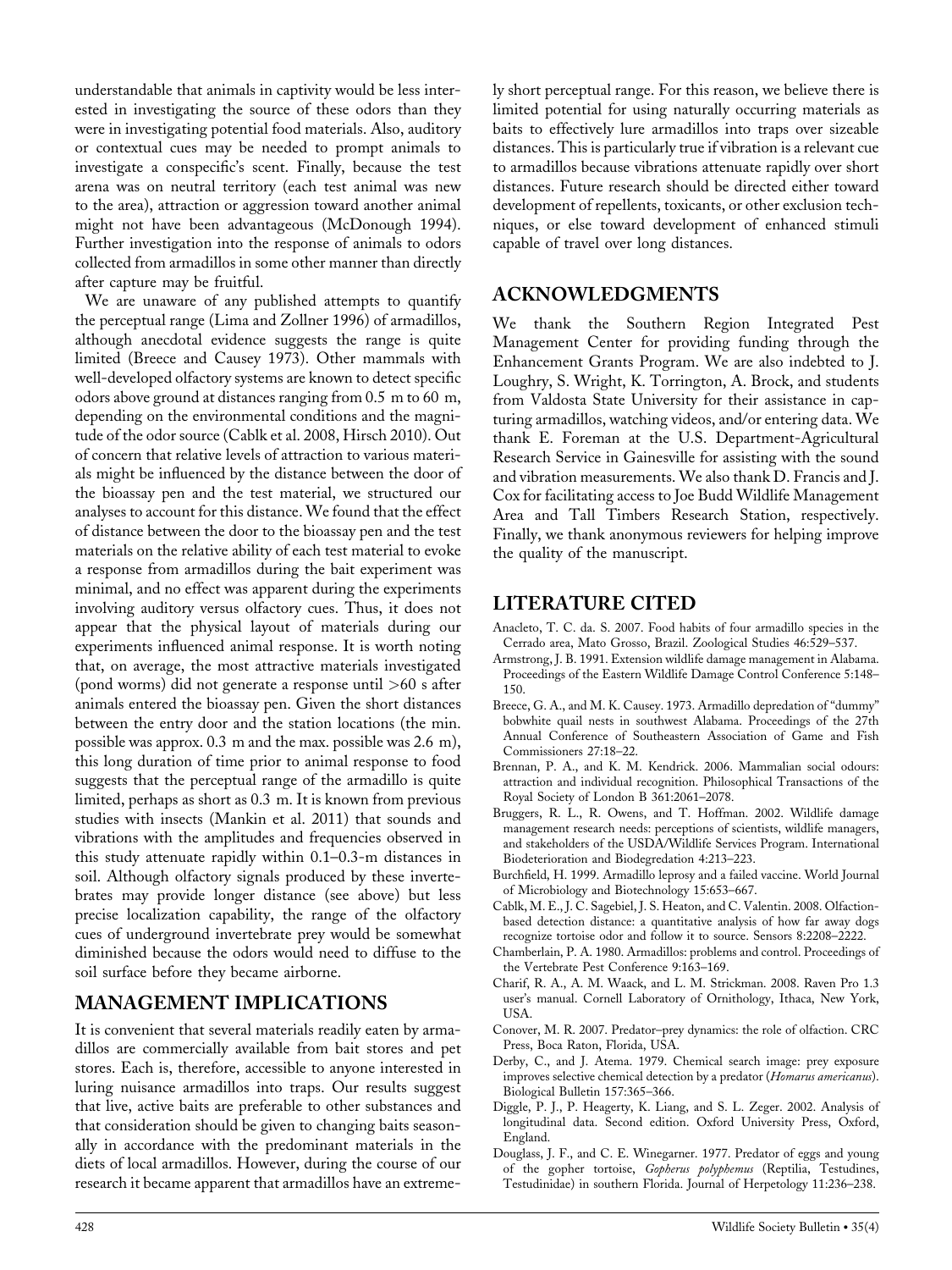understandable that animals in captivity would be less interested in investigating the source of these odors than they were in investigating potential food materials. Also, auditory or contextual cues may be needed to prompt animals to investigate a conspecific's scent. Finally, because the test arena was on neutral territory (each test animal was new to the area), attraction or aggression toward another animal might not have been advantageous (McDonough 1994). Further investigation into the response of animals to odors collected from armadillos in some other manner than directly after capture may be fruitful.

We are unaware of any published attempts to quantify the perceptual range (Lima and Zollner 1996) of armadillos, although anecdotal evidence suggests the range is quite limited (Breece and Causey 1973). Other mammals with well-developed olfactory systems are known to detect specific odors above ground at distances ranging from 0.5 m to 60 m, depending on the environmental conditions and the magnitude of the odor source (Cablk et al. 2008, Hirsch 2010). Out of concern that relative levels of attraction to various materials might be influenced by the distance between the door of the bioassay pen and the test material, we structured our analyses to account for this distance. We found that the effect of distance between the door to the bioassay pen and the test materials on the relative ability of each test material to evoke a response from armadillos during the bait experiment was minimal, and no effect was apparent during the experiments involving auditory versus olfactory cues. Thus, it does not appear that the physical layout of materials during our experiments influenced animal response. It is worth noting that, on average, the most attractive materials investigated (pond worms) did not generate a response until >60 s after animals entered the bioassay pen. Given the short distances between the entry door and the station locations (the min. possible was approx. 0.3 m and the max. possible was 2.6 m), this long duration of time prior to animal response to food suggests that the perceptual range of the armadillo is quite limited, perhaps as short as 0.3 m. It is known from previous studies with insects (Mankin et al. 2011) that sounds and vibrations with the amplitudes and frequencies observed in this study attenuate rapidly within 0.1–0.3-m distances in soil. Although olfactory signals produced by these invertebrates may provide longer distance (see above) but less precise localization capability, the range of the olfactory cues of underground invertebrate prey would be somewhat diminished because the odors would need to diffuse to the soil surface before they became airborne.

## MANAGEMENT IMPLICATIONS

It is convenient that several materials readily eaten by armadillos are commercially available from bait stores and pet stores. Each is, therefore, accessible to anyone interested in luring nuisance armadillos into traps. Our results suggest that live, active baits are preferable to other substances and that consideration should be given to changing baits seasonally in accordance with the predominant materials in the diets of local armadillos. However, during the course of our research it became apparent that armadillos have an extremely short perceptual range. For this reason, we believe there is limited potential for using naturally occurring materials as baits to effectively lure armadillos into traps over sizeable distances. This is particularly true if vibration is a relevant cue to armadillos because vibrations attenuate rapidly over short distances. Future research should be directed either toward development of repellents, toxicants, or other exclusion techniques, or else toward development of enhanced stimuli capable of travel over long distances.

## ACKNOWLEDGMENTS

We thank the Southern Region Integrated Pest Management Center for providing funding through the Enhancement Grants Program. We are also indebted to J. Loughry, S. Wright, K. Torrington, A. Brock, and students from Valdosta State University for their assistance in capturing armadillos, watching videos, and/or entering data. We thank E. Foreman at the U.S. Department-Agricultural Research Service in Gainesville for assisting with the sound and vibration measurements. We also thank D. Francis and J. Cox for facilitating access to Joe Budd Wildlife Management Area and Tall Timbers Research Station, respectively. Finally, we thank anonymous reviewers for helping improve the quality of the manuscript.

## LITERATURE CITED

Anacleto, T. C. da. S. 2007. Food habits of four armadillo species in the Cerrado area, Mato Grosso, Brazil. Zoological Studies 46:529–537.

Armstrong, J. B. 1991. Extension wildlife damage management in Alabama. Proceedings of the Eastern Wildlife Damage Control Conference 5:148–150.

Breece, G. A., and M. K. Causey. 1973. Armadillo depredation of "dummy" bobwhite quail nests in southwest Alabama. Proceedings of the 27th Annual Conference of Southeastern Association of Game and Fish Commissioners 27:18–22.

Brennan, P. A., and K. M. Kendrick. 2006. Mammalian social odours: attraction and individual recognition. Philosophical Transactions of the Royal Society of London B 361:2061–2078.

Bruggers, R. L., R. Owens, and T. Hoffman. 2002. Wildlife damage management research needs: perceptions of scientists, wildlife managers, and stakeholders of the USDA/Wildlife Services Program. International Biodeterioration and Biodegredation 4:213–223.

Burchfield, H. 1999. Armadillo leprosy and a failed vaccine. World Journal of Microbiology and Biotechnology 15:653–667.

Cablk, M. E., J. C. Sagebiel, J. S. Heaton, and C. Valentin. 2008. Olfaction-based detection distance: a quantitative analysis of how far away dogs recognize tortoise odor and follow it to source. Sensors 8:2208–2222.

Chamberlain, P. A. 1980. Armadillos: problems and control. Proceedings of the Vertebrate Pest Conference 9:163–169.

Charif, R. A., A. M. Waack, and L. M. Strickman. 2008. Raven Pro 1.3 user's manual. Cornell Laboratory of Ornithology, Ithaca, New York, USA.

Conover, M. R. 2007. Predator–prey dynamics: the role of olfaction. CRC Press, Boca Raton, Florida, USA.

Derby, C., and J. Atema. 1979. Chemical search image: prey exposure improves selective chemical detection by a predator (*Homarus americanus*). Biological Bulletin 157:365–366.

Diggle, P. J., P. Heagerty, K. Liang, and S. L. Zeger. 2002. Analysis of longitudinal data. Second edition. Oxford University Press, Oxford, England.

Douglass, J. F., and C. E. Winegarner. 1977. Predator of eggs and young of the gopher tortoise, *Gopherus polyphemus* (Reptilia, Testudines, Testudinidae) in southern Florida. Journal of Herpetology 11:236–238.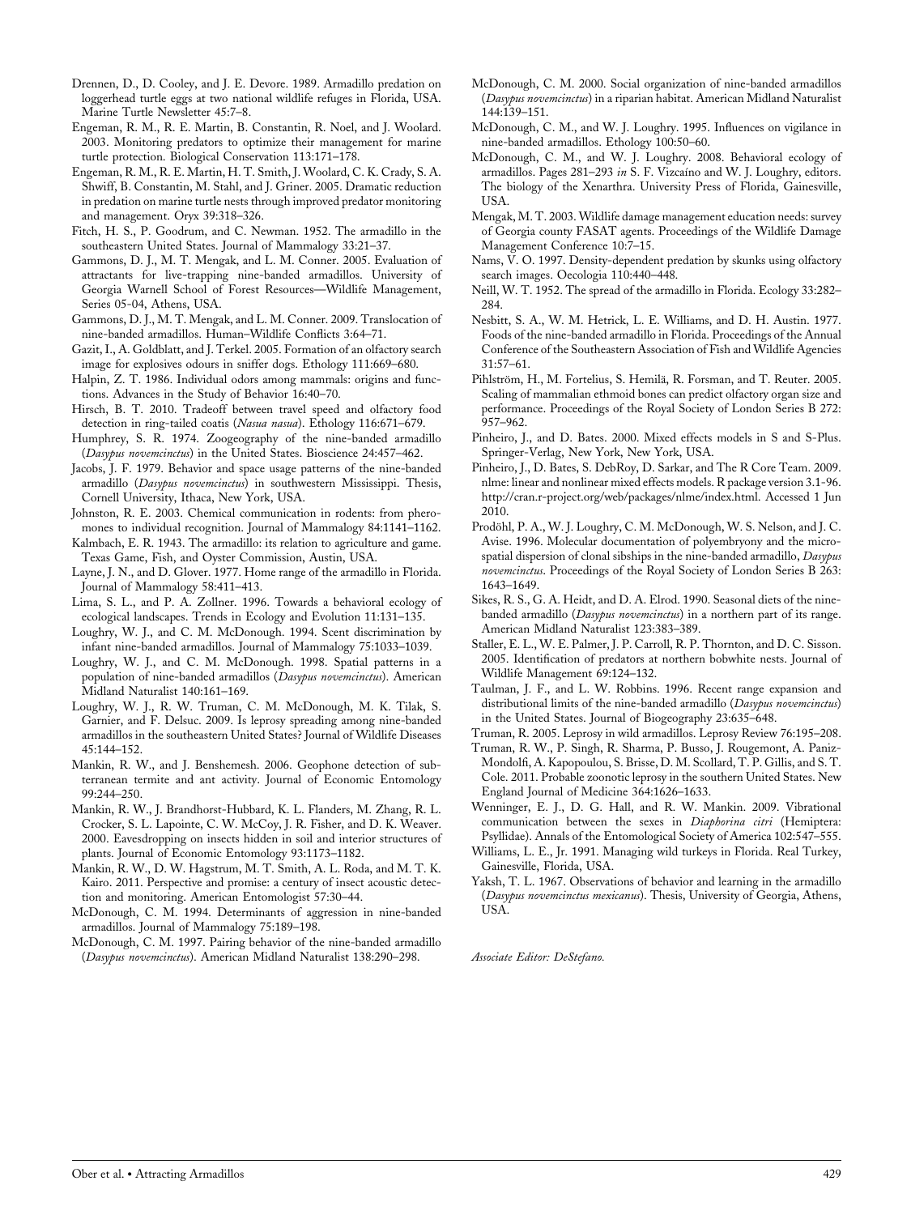Drennen, D., D. Cooley, and J. E. Devore. 1989. Armadillo predation on loggerhead turtle eggs at two national wildlife refuges in Florida, USA. Marine Turtle Newsletter 45:7–8.

Engeman, R. M., R. E. Martin, B. Constantin, R. Noel, and J. Woolard. 2003. Monitoring predators to optimize their management for marine turtle protection. Biological Conservation 113:171–178.

Engeman, R. M., R. E. Martin, H. T. Smith, J. Woolard, C. K. Crady, S. A. Shwiff, B. Constantin, M. Stahl, and J. Griner. 2005. Dramatic reduction in predation on marine turtle nests through improved predator monitoring and management. Oryx 39:318–326.

Fitch, H. S., P. Goodrum, and C. Newman. 1952. The armadillo in the southeastern United States. Journal of Mammalogy 33:21–37.

Gammons, D. J., M. T. Mengak, and L. M. Conner. 2005. Evaluation of attractants for live-trapping nine-banded armadillos. University of Georgia Warnell School of Forest Resources—Wildlife Management, Series 05-04, Athens, USA.

Gammons, D. J., M. T. Mengak, and L. M. Conner. 2009. Translocation of nine-banded armadillos. Human–Wildlife Conflicts 3:64–71.

Gazit, I., A. Goldblatt, and J. Terkel. 2005. Formation of an olfactory search image for explosives odours in sniffer dogs. Ethology 111:669–680.

Halpin, Z. T. 1986. Individual odors among mammals: origins and functions. Advances in the Study of Behavior 16:40–70.

Hirsch, B. T. 2010. Tradeoff between travel speed and olfactory food detection in ring-tailed coatis (*Nasua nasua*). Ethology 116:671–679.

Humphrey, S. R. 1974. Zoogeography of the nine-banded armadillo (*Dasypus novemcinctus*) in the United States. Bioscience 24:457–462.

Jacobs, J. F. 1979. Behavior and space usage patterns of the nine-banded armadillo (*Dasypus novemcinctus*) in southwestern Mississippi. Thesis, Cornell University, Ithaca, New York, USA.

Johnston, R. E. 2003. Chemical communication in rodents: from pheromones to individual recognition. Journal of Mammalogy 84:1141–1162.

Kalmbach, E. R. 1943. The armadillo: its relation to agriculture and game. Texas Game, Fish, and Oyster Commission, Austin, USA.

Layne, J. N., and D. Glover. 1977. Home range of the armadillo in Florida. Journal of Mammalogy 58:411–413.

Lima, S. L., and P. A. Zollner. 1996. Towards a behavioral ecology of ecological landscapes. Trends in Ecology and Evolution 11:131–135.

Loughry, W. J., and C. M. McDonough. 1994. Scent discrimination by infant nine-banded armadillos. Journal of Mammalogy 75:1033–1039.

Loughry, W. J., and C. M. McDonough. 1998. Spatial patterns in a population of nine-banded armadillos (*Dasypus novemcinctus*). American Midland Naturalist 140:161–169.

Loughry, W. J., R. W. Truman, C. M. McDonough, M. K. Tilak, S. Garnier, and F. Delsuc. 2009. Is leprosy spreading among nine-banded armadillos in the southeastern United States? Journal of Wildlife Diseases 45:144–152.

Mankin, R. W., and J. Benshemesh. 2006. Geophone detection of subterranean termite and ant activity. Journal of Economic Entomology 99:244–250.

Mankin, R. W., J. Brandhorst-Hubbard, K. L. Flanders, M. Zhang, R. L. Crocker, S. L. Lapointe, C. W. McCoy, J. R. Fisher, and D. K. Weaver. 2000. Eavesdropping on insects hidden in soil and interior structures of plants. Journal of Economic Entomology 93:1173–1182.

Mankin, R. W., D. W. Hagstrum, M. T. Smith, A. L. Roda, and M. T. K. Kairo. 2011. Perspective and promise: a century of insect acoustic detection and monitoring. American Entomologist 57:30–44.

McDonough, C. M. 1994. Determinants of aggression in nine-banded armadillos. Journal of Mammalogy 75:189–198.

McDonough, C. M. 1997. Pairing behavior of the nine-banded armadillo (*Dasypus novemcinctus*). American Midland Naturalist 138:290–298.

McDonough, C. M. 2000. Social organization of nine-banded armadillos (*Dasypus novemcinctus*) in a riparian habitat. American Midland Naturalist 144:139–151.

McDonough, C. M., and W. J. Loughry. 1995. Influences on vigilance in nine-banded armadillos. Ethology 100:50–60.

McDonough, C. M., and W. J. Loughry. 2008. Behavioral ecology of armadillos. Pages 281–293 *in* S. F. Vizcaíno and W. J. Loughry, editors. The biology of the Xenarthra. University Press of Florida, Gainesville, USA.

Mengak, M. T. 2003. Wildlife damage management education needs: survey of Georgia county FASAT agents. Proceedings of the Wildlife Damage Management Conference 10:7–15.

Nams, V. O. 1997. Density-dependent predation by skunks using olfactory search images. Oecologia 110:440–448.

Neill, W. T. 1952. The spread of the armadillo in Florida. Ecology 33:282–284.

Nesbitt, S. A., W. M. Hetrick, L. E. Williams, and D. H. Austin. 1977. Foods of the nine-banded armadillo in Florida. Proceedings of the Annual Conference of the Southeastern Association of Fish and Wildlife Agencies 31:57–61.

Pihlström, H., M. Fortelius, S. Hemilä, R. Forsman, and T. Reuter. 2005. Scaling of mammalian ethmoid bones can predict olfactory organ size and performance. Proceedings of the Royal Society of London Series B 272: 957–962.

Pinheiro, J., and D. Bates. 2000. Mixed effects models in S and S-Plus. Springer-Verlag, New York, New York, USA.

Pinheiro, J., D. Bates, S. DebRoy, D. Sarkar, and The R Core Team. 2009. nlme: linear and nonlinear mixed effects models. R package version 3.1-96. http://cran.r-project.org/web/packages/nlme/index.html. Accessed 1 Jun 2010.

Prodöhl, P. A., W. J. Loughry, C. M. McDonough, W. S. Nelson, and J. C. Avise. 1996. Molecular documentation of polyembryony and the microspatial dispersion of clonal sibships in the nine-banded armadillo, *Dasypus novemcinctus*. Proceedings of the Royal Society of London Series B 263: 1643–1649.

Sikes, R. S., G. A. Heidt, and D. A. Elrod. 1990. Seasonal diets of the nine-banded armadillo (*Dasypus novemcinctus*) in a northern part of its range. American Midland Naturalist 123:383–389.

Staller, E. L., W. E. Palmer, J. P. Carroll, R. P. Thornton, and D. C. Sisson. 2005. Identification of predators at northern bobwhite nests. Journal of Wildlife Management 69:124–132.

Taulman, J. F., and L. W. Robbins. 1996. Recent range expansion and distributional limits of the nine-banded armadillo (*Dasypus novemcinctus*) in the United States. Journal of Biogeography 23:635–648.

Truman, R. 2005. Leprosy in wild armadillos. Leprosy Review 76:195–208.

Truman, R. W., P. Singh, R. Sharma, P. Busso, J. Rougemont, A. Paniz-Mondolfi, A. Kapopoulou, S. Brisse, D. M. Scollard, T. P. Gillis, and S. T. Cole. 2011. Probable zoonotic leprosy in the southern United States. New England Journal of Medicine 364:1626–1633.

Wenninger, E. J., D. G. Hall, and R. W. Mankin. 2009. Vibrational communication between the sexes in *Diaphorina citri* (Hemiptera: Psyllidae). Annals of the Entomological Society of America 102:547–555.

Williams, L. E., Jr. 1991. Managing wild turkeys in Florida. Real Turkey, Gainesville, Florida, USA.

Yaksh, T. L. 1967. Observations of behavior and learning in the armadillo (*Dasypus novemcinctus mexicanus*). Thesis, University of Georgia, Athens, USA.

*Associate Editor: DeStefano.*